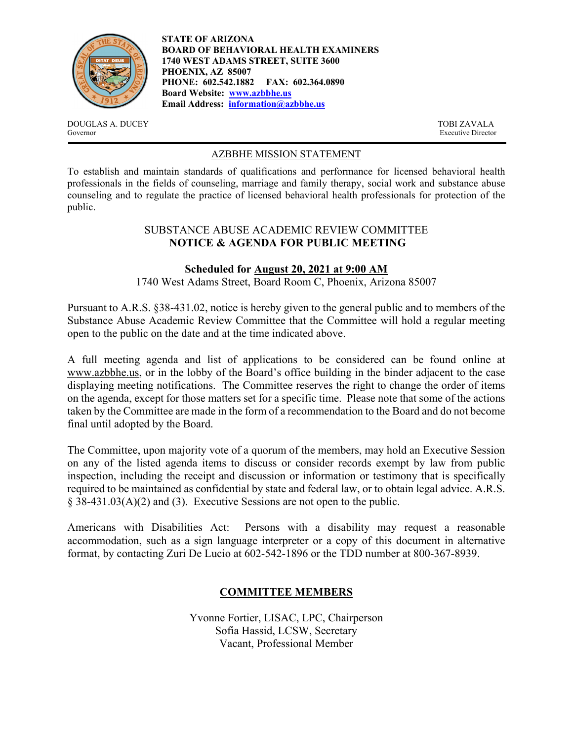**STATE OF ARIZONA**
**BOARD OF BEHAVIORAL HEALTH EXAMINERS**
**1740 WEST ADAMS STREET, SUITE 3600**
**PHOENIX, AZ 85007**
**PHONE: 602.542.1882 FAX: 602.364.0890**
**Board Website: www.azbbhe.us**
**Email Address: information@azbbhe.us**

DOUGLAS A. DUCEY
Governor

TOBI ZAVALA
Executive Director

## AZBBHE MISSION STATEMENT

To establish and maintain standards of qualifications and performance for licensed behavioral health professionals in the fields of counseling, marriage and family therapy, social work and substance abuse counseling and to regulate the practice of licensed behavioral health professionals for protection of the public.

## SUBSTANCE ABUSE ACADEMIC REVIEW COMMITTEE
## NOTICE & AGENDA FOR PUBLIC MEETING

**Scheduled for August 20, 2021 at 9:00 AM**
1740 West Adams Street, Board Room C, Phoenix, Arizona 85007

Pursuant to A.R.S. §38-431.02, notice is hereby given to the general public and to members of the Substance Abuse Academic Review Committee that the Committee will hold a regular meeting open to the public on the date and at the time indicated above.

A full meeting agenda and list of applications to be considered can be found online at www.azbbhe.us, or in the lobby of the Board's office building in the binder adjacent to the case displaying meeting notifications. The Committee reserves the right to change the order of items on the agenda, except for those matters set for a specific time. Please note that some of the actions taken by the Committee are made in the form of a recommendation to the Board and do not become final until adopted by the Board.

The Committee, upon majority vote of a quorum of the members, may hold an Executive Session on any of the listed agenda items to discuss or consider records exempt by law from public inspection, including the receipt and discussion or information or testimony that is specifically required to be maintained as confidential by state and federal law, or to obtain legal advice. A.R.S. § 38-431.03(A)(2) and (3). Executive Sessions are not open to the public.

Americans with Disabilities Act: Persons with a disability may request a reasonable accommodation, such as a sign language interpreter or a copy of this document in alternative format, by contacting Zuri De Lucio at 602-542-1896 or the TDD number at 800-367-8939.

## COMMITTEE MEMBERS

Yvonne Fortier, LISAC, LPC, Chairperson
Sofia Hassid, LCSW, Secretary
Vacant, Professional Member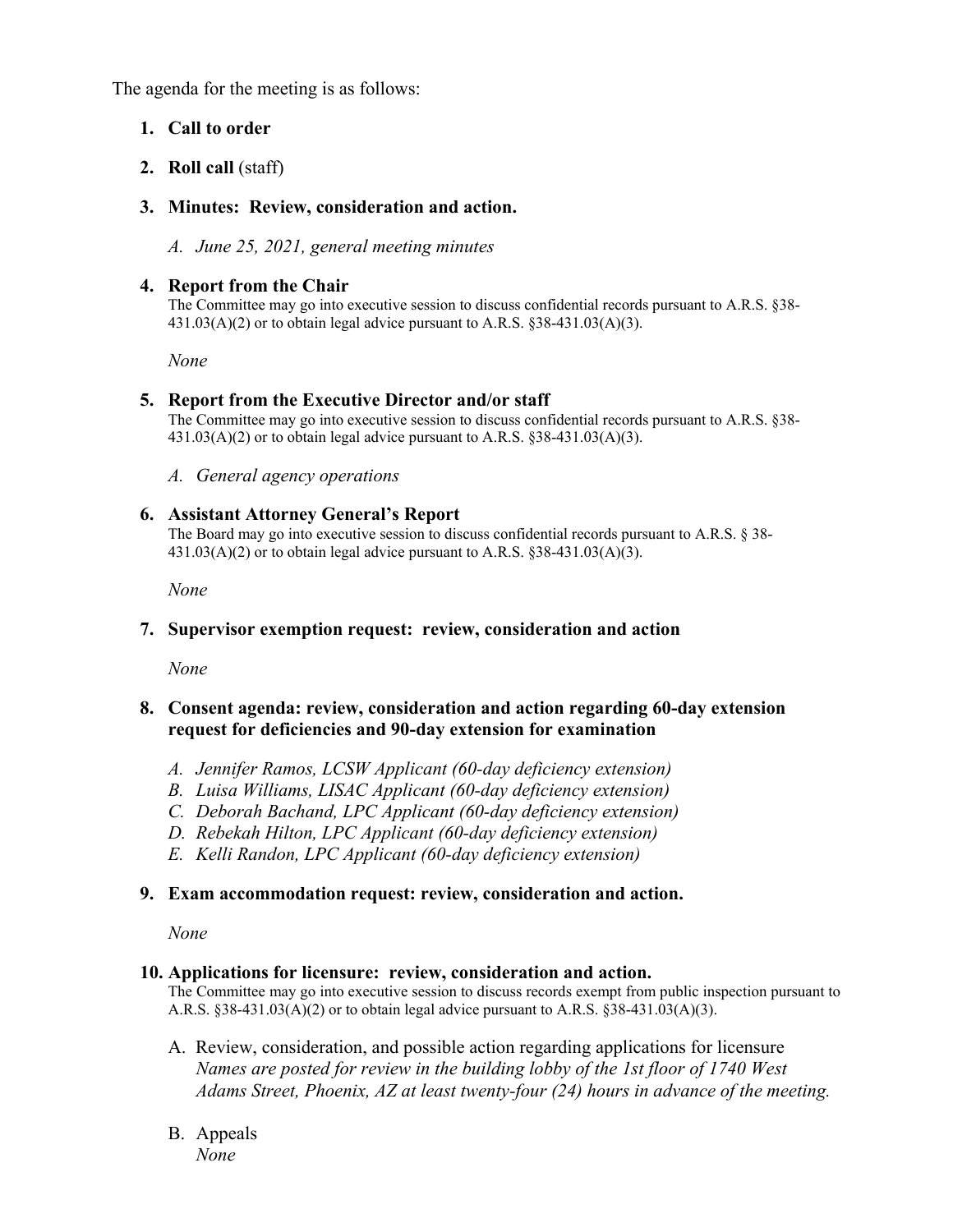The agenda for the meeting is as follows:

1. **Call to order**

2. **Roll call** (staff)

3. **Minutes: Review, consideration and action.**

   A. *June 25, 2021, general meeting minutes*

4. **Report from the Chair**
   The Committee may go into executive session to discuss confidential records pursuant to A.R.S. §38-431.03(A)(2) or to obtain legal advice pursuant to A.R.S. §38-431.03(A)(3).

   *None*

5. **Report from the Executive Director and/or staff**
   The Committee may go into executive session to discuss confidential records pursuant to A.R.S. §38-431.03(A)(2) or to obtain legal advice pursuant to A.R.S. §38-431.03(A)(3).

   A. *General agency operations*

6. **Assistant Attorney General's Report**
   The Board may go into executive session to discuss confidential records pursuant to A.R.S. § 38-431.03(A)(2) or to obtain legal advice pursuant to A.R.S. §38-431.03(A)(3).

   *None*

7. **Supervisor exemption request: review, consideration and action**

   *None*

8. **Consent agenda: review, consideration and action regarding 60-day extension request for deficiencies and 90-day extension for examination**

   A. *Jennifer Ramos, LCSW Applicant (60-day deficiency extension)*
   B. *Luisa Williams, LISAC Applicant (60-day deficiency extension)*
   C. *Deborah Bachand, LPC Applicant (60-day deficiency extension)*
   D. *Rebekah Hilton, LPC Applicant (60-day deficiency extension)*
   E. *Kelli Randon, LPC Applicant (60-day deficiency extension)*

9. **Exam accommodation request: review, consideration and action.**

   *None*

10. **Applications for licensure: review, consideration and action.**
    The Committee may go into executive session to discuss records exempt from public inspection pursuant to A.R.S. §38-431.03(A)(2) or to obtain legal advice pursuant to A.R.S. §38-431.03(A)(3).

    A. Review, consideration, and possible action regarding applications for licensure
       *Names are posted for review in the building lobby of the 1st floor of 1740 West Adams Street, Phoenix, AZ at least twenty-four (24) hours in advance of the meeting.*

    B. Appeals
       *None*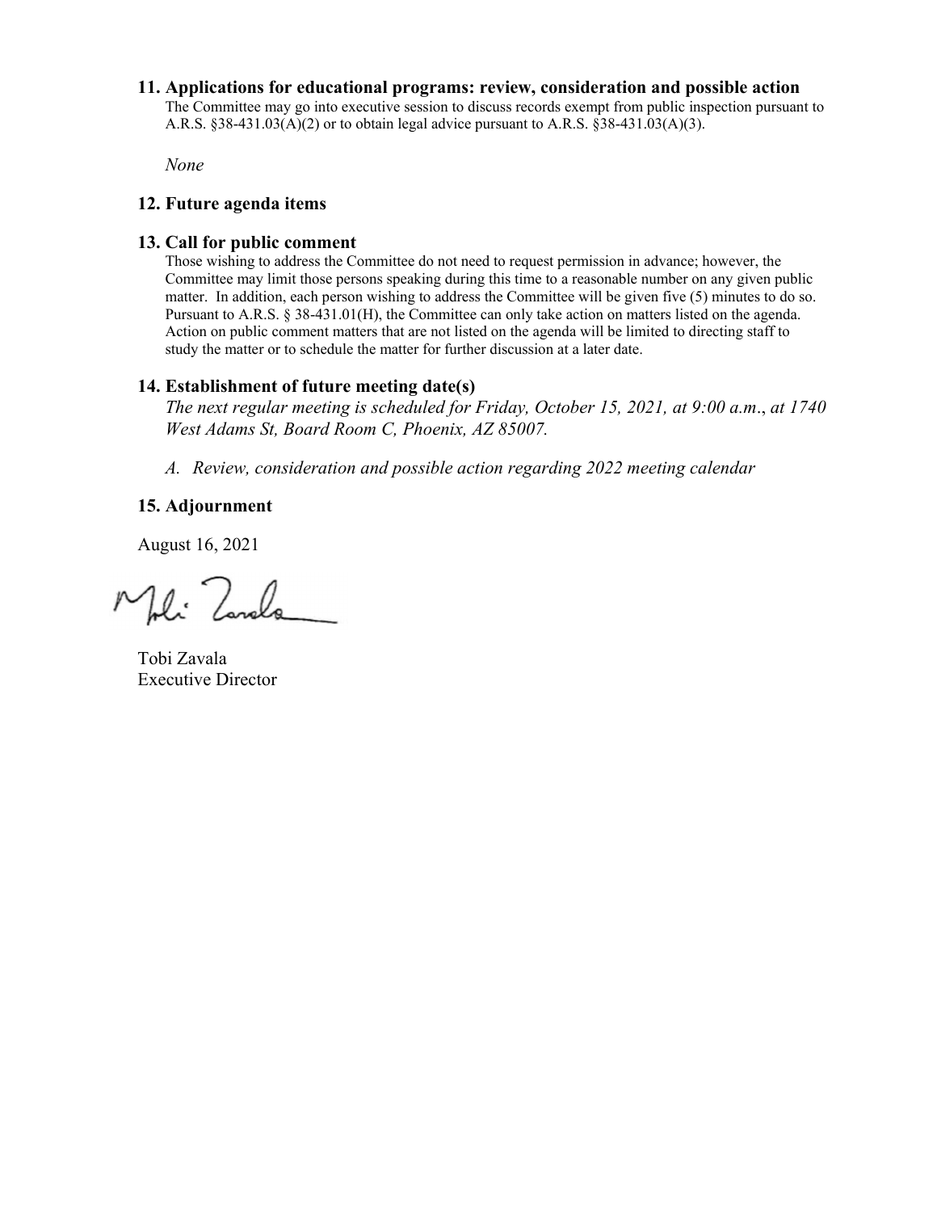**11. Applications for educational programs: review, consideration and possible action**

The Committee may go into executive session to discuss records exempt from public inspection pursuant to A.R.S. §38-431.03(A)(2) or to obtain legal advice pursuant to A.R.S. §38-431.03(A)(3).

*None*

**12. Future agenda items**

**13. Call for public comment**

Those wishing to address the Committee do not need to request permission in advance; however, the Committee may limit those persons speaking during this time to a reasonable number on any given public matter. In addition, each person wishing to address the Committee will be given five (5) minutes to do so. Pursuant to A.R.S. § 38-431.01(H), the Committee can only take action on matters listed on the agenda. Action on public comment matters that are not listed on the agenda will be limited to directing staff to study the matter or to schedule the matter for further discussion at a later date.

**14. Establishment of future meeting date(s)**

*The next regular meeting is scheduled for Friday, October 15, 2021, at 9:00 a.m., at 1740 West Adams St, Board Room C, Phoenix, AZ 85007.*

*A. Review, consideration and possible action regarding 2022 meeting calendar*

**15. Adjournment**

August 16, 2021

Tobi Zavala
Executive Director